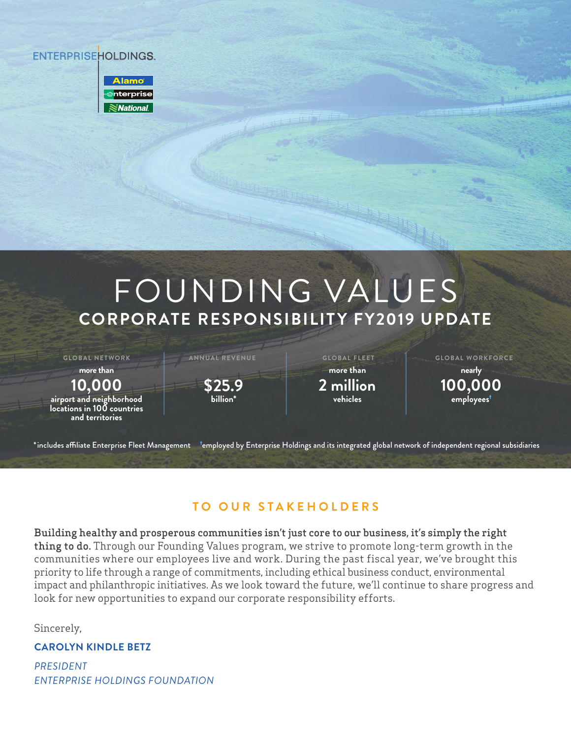ENTERPRISE HOLDINGS

Alamo
enterprise
National

# FOUNDING VALUES

## CORPORATE RESPONSIBILITY FY2019 UPDATE

| GLOBAL NETWORK | ANNUAL REVENUE | GLOBAL FLEET | GLOBAL WORKFORCE |
|---|---|---|---|
| more than **10,000** airport and neighborhood locations in 100 countries and territories | **$25.9** billion* | more than **2 million** vehicles | nearly **100,000** employees† |

*includes affiliate Enterprise Fleet Management †employed by Enterprise Holdings and its integrated global network of independent regional subsidiaries

## TO OUR STAKEHOLDERS

**Building healthy and prosperous communities isn't just core to our business, it's simply the right thing to do.** Through our Founding Values program, we strive to promote long-term growth in the communities where our employees live and work. During the past fiscal year, we've brought this priority to life through a range of commitments, including ethical business conduct, environmental impact and philanthropic initiatives. As we look toward the future, we'll continue to share progress and look for new opportunities to expand our corporate responsibility efforts.

Sincerely,

**CAROLYN KINDLE BETZ**

*PRESIDENT*
*ENTERPRISE HOLDINGS FOUNDATION*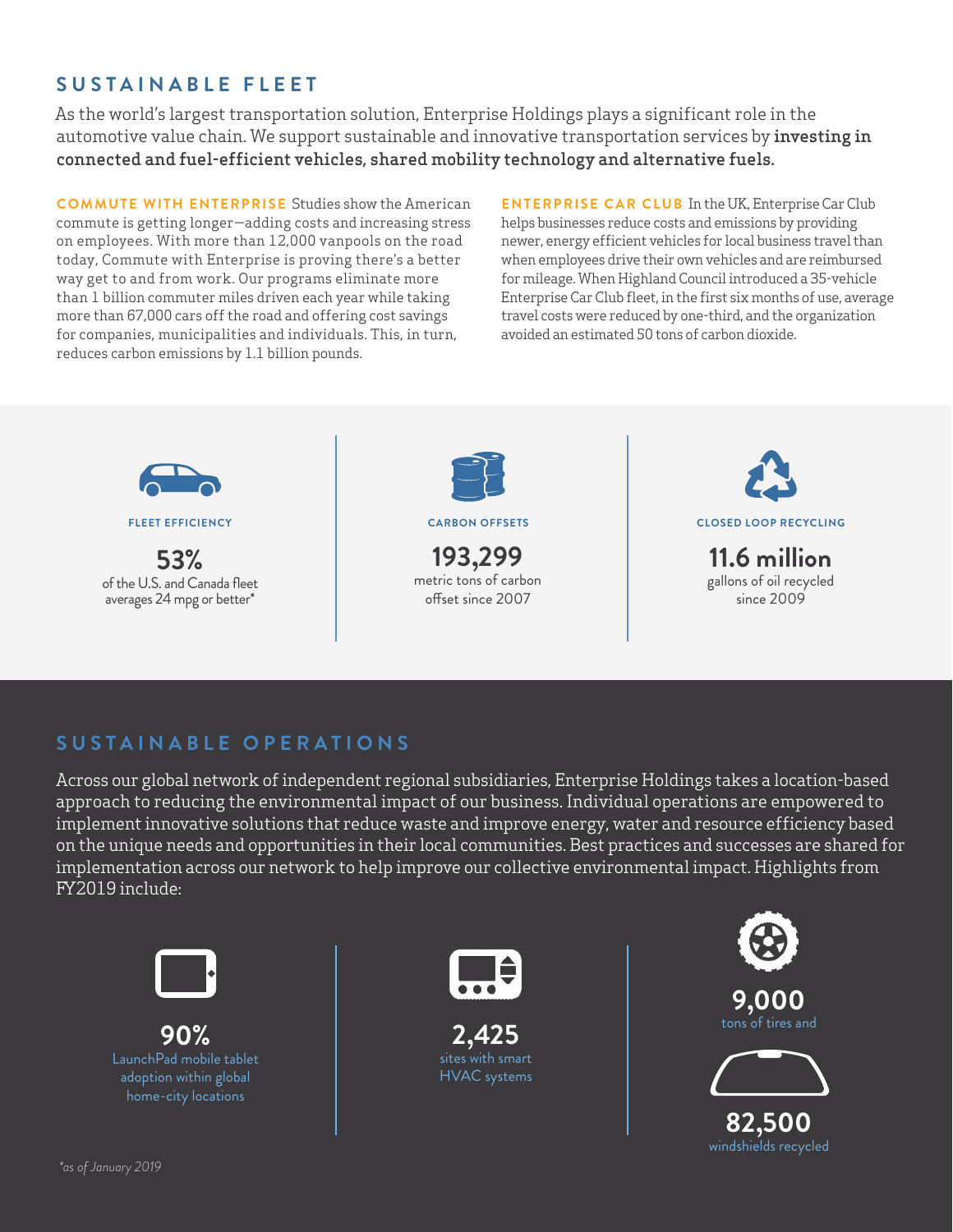## SUSTAINABLE FLEET

As the world's largest transportation solution, Enterprise Holdings plays a significant role in the automotive value chain. We support sustainable and innovative transportation services by **investing in connected and fuel-efficient vehicles, shared mobility technology and alternative fuels.**

**COMMUTE WITH ENTERPRISE** Studies show the American commute is getting longer—adding costs and increasing stress on employees. With more than 12,000 vanpools on the road today, Commute with Enterprise is proving there's a better way get to and from work. Our programs eliminate more than 1 billion commuter miles driven each year while taking more than 67,000 cars off the road and offering cost savings for companies, municipalities and individuals. This, in turn, reduces carbon emissions by 1.1 billion pounds.

**ENTERPRISE CAR CLUB** In the UK, Enterprise Car Club helps businesses reduce costs and emissions by providing newer, energy efficient vehicles for local business travel than when employees drive their own vehicles and are reimbursed for mileage. When Highland Council introduced a 35-vehicle Enterprise Car Club fleet, in the first six months of use, average travel costs were reduced by one-third, and the organization avoided an estimated 50 tons of carbon dioxide.

**FLEET EFFICIENCY**

**53%**
of the U.S. and Canada fleet averages 24 mpg or better*

**CARBON OFFSETS**

**193,299**
metric tons of carbon offset since 2007

**CLOSED LOOP RECYCLING**

**11.6 million**
gallons of oil recycled since 2009

## SUSTAINABLE OPERATIONS

Across our global network of independent regional subsidiaries, Enterprise Holdings takes a location-based approach to reducing the environmental impact of our business. Individual operations are empowered to implement innovative solutions that reduce waste and improve energy, water and resource efficiency based on the unique needs and opportunities in their local communities. Best practices and successes are shared for implementation across our network to help improve our collective environmental impact. Highlights from FY2019 include:

**90%**
LaunchPad mobile tablet adoption within global home-city locations

**2,425**
sites with smart HVAC systems

**9,000**
tons of tires and

**82,500**
windshields recycled

*as of January 2019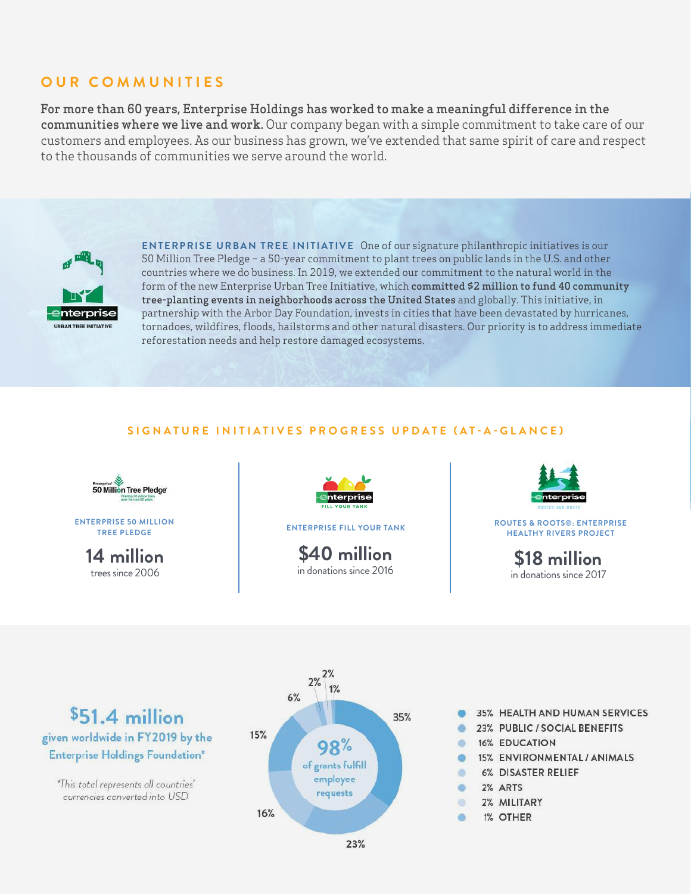## OUR COMMUNITIES

**For more than 60 years, Enterprise Holdings has worked to make a meaningful difference in the communities where we live and work.** Our company began with a simple commitment to take care of our customers and employees. As our business has grown, we've extended that same spirit of care and respect to the thousands of communities we serve around the world.

**ENTERPRISE URBAN TREE INITIATIVE** One of our signature philanthropic initiatives is our 50 Million Tree Pledge – a 50-year commitment to plant trees on public lands in the U.S. and other countries where we do business. In 2019, we extended our commitment to the natural world in the form of the new Enterprise Urban Tree Initiative, which **committed $2 million to fund 40 community tree-planting events in neighborhoods across the United States** and globally. This initiative, in partnership with the Arbor Day Foundation, invests in cities that have been devastated by hurricanes, tornadoes, wildfires, floods, hailstorms and other natural disasters. Our priority is to address immediate reforestation needs and help restore damaged ecosystems.

### SIGNATURE INITIATIVES PROGRESS UPDATE (AT-A-GLANCE)

**ENTERPRISE 50 MILLION TREE PLEDGE**
**14 million**
trees since 2006

**ENTERPRISE FILL YOUR TANK**
**$40 million**
in donations since 2016

**ROUTES & ROOTS®: ENTERPRISE HEALTHY RIVERS PROJECT**
**$18 million**
in donations since 2017

**$51.4 million**
given worldwide in FY2019 by the Enterprise Holdings Foundation*

*This total represents all countries' currencies converted into USD

**98%** of grants fulfill employee requests

- 35% HEALTH AND HUMAN SERVICES
- 23% PUBLIC / SOCIAL BENEFITS
- 16% EDUCATION
- 15% ENVIRONMENTAL / ANIMALS
- 6% DISASTER RELIEF
- 2% ARTS
- 2% MILITARY
- 1% OTHER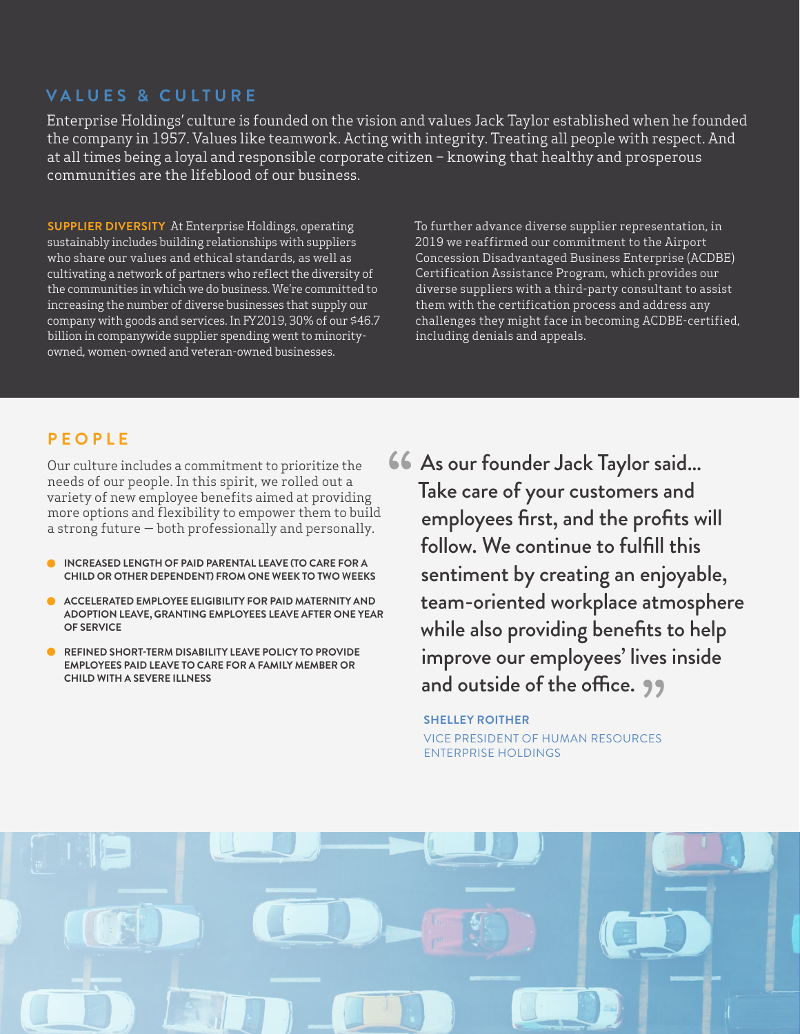## VALUES & CULTURE

Enterprise Holdings' culture is founded on the vision and values Jack Taylor established when he founded the company in 1957. Values like teamwork. Acting with integrity. Treating all people with respect. And at all times being a loyal and responsible corporate citizen – knowing that healthy and prosperous communities are the lifeblood of our business.

**SUPPLIER DIVERSITY** At Enterprise Holdings, operating sustainably includes building relationships with suppliers who share our values and ethical standards, as well as cultivating a network of partners who reflect the diversity of the communities in which we do business. We're committed to increasing the number of diverse businesses that supply our company with goods and services. In FY2019, 30% of our $46.7 billion in companywide supplier spending went to minority-owned, women-owned and veteran-owned businesses.

To further advance diverse supplier representation, in 2019 we reaffirmed our commitment to the Airport Concession Disadvantaged Business Enterprise (ACDBE) Certification Assistance Program, which provides our diverse suppliers with a third-party consultant to assist them with the certification process and address any challenges they might face in becoming ACDBE-certified, including denials and appeals.

## PEOPLE

Our culture includes a commitment to prioritize the needs of our people. In this spirit, we rolled out a variety of new employee benefits aimed at providing more options and flexibility to empower them to build a strong future — both professionally and personally.

- **INCREASED LENGTH OF PAID PARENTAL LEAVE (TO CARE FOR A CHILD OR OTHER DEPENDENT) FROM ONE WEEK TO TWO WEEKS**
- **ACCELERATED EMPLOYEE ELIGIBILITY FOR PAID MATERNITY AND ADOPTION LEAVE, GRANTING EMPLOYEES LEAVE AFTER ONE YEAR OF SERVICE**
- **REFINED SHORT-TERM DISABILITY LEAVE POLICY TO PROVIDE EMPLOYEES PAID LEAVE TO CARE FOR A FAMILY MEMBER OR CHILD WITH A SEVERE ILLNESS**

> "As our founder Jack Taylor said... Take care of your customers and employees first, and the profits will follow. We continue to fulfill this sentiment by creating an enjoyable, team-oriented workplace atmosphere while also providing benefits to help improve our employees' lives inside and outside of the office."
>
> **SHELLEY ROITHER**
> VICE PRESIDENT OF HUMAN RESOURCES
> ENTERPRISE HOLDINGS